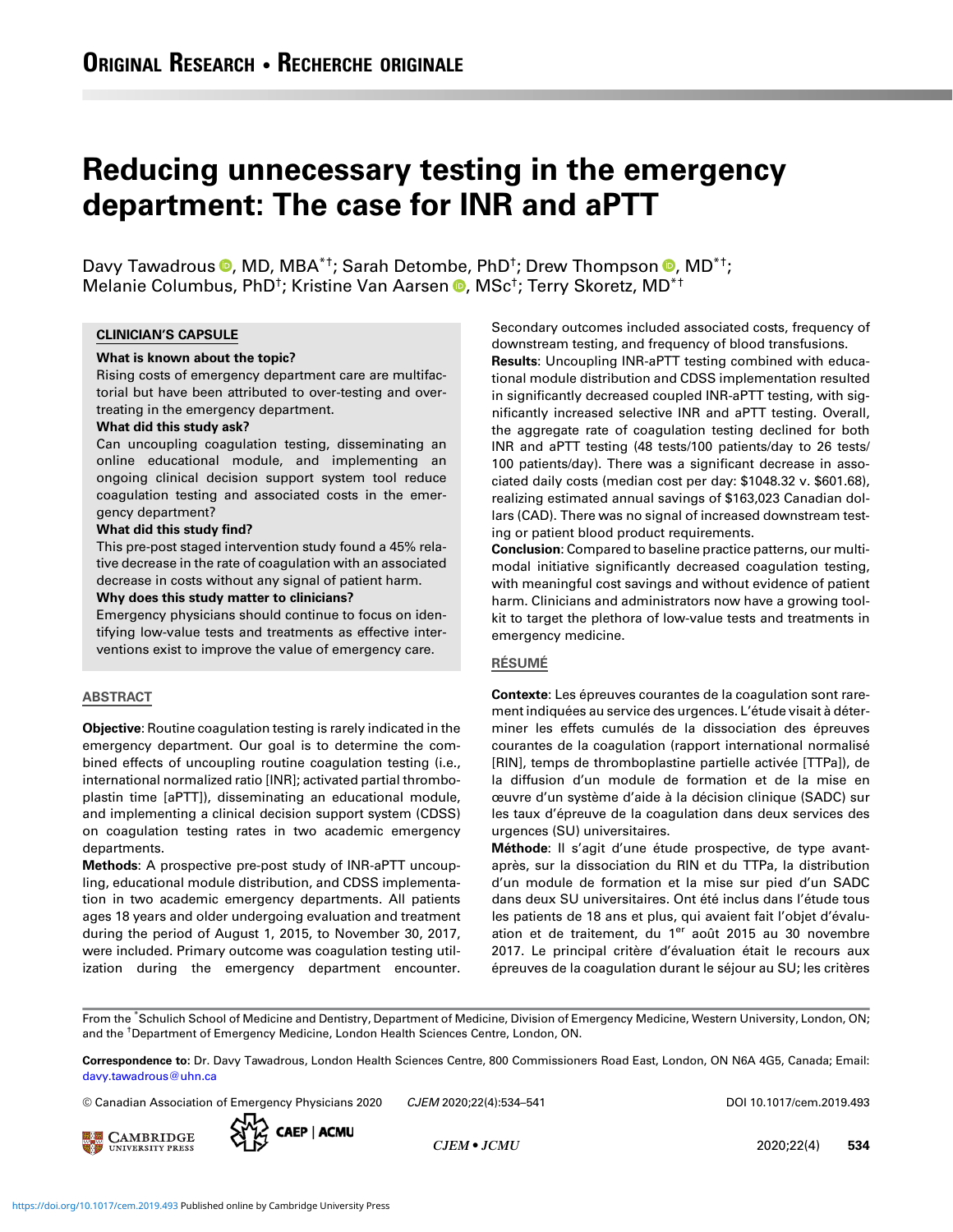ORIGINAL RESEARCH • RECHERCHE ORIGINALE

# Reducing unnecessary testing in the emergency department: The case for INR and aPTT

Davy Tawadrous, MD, MBA[*†]; Sarah Detombe, PhD[†]; Drew Thompson, MD[*†]; Melanie Columbus, PhD[†]; Kristine Van Aarsen, MSc[†]; Terry Skoretz, MD[*†]

## CLINICIAN'S CAPSULE

**What is known about the topic?**
Rising costs of emergency department care are multifactorial but have been attributed to over-testing and over-treating in the emergency department.

**What did this study ask?**
Can uncoupling coagulation testing, disseminating an online educational module, and implementing an ongoing clinical decision support system tool reduce coagulation testing and associated costs in the emergency department?

**What did this study find?**
This pre-post staged intervention study found a 45% relative decrease in the rate of coagulation with an associated decrease in costs without any signal of patient harm.

**Why does this study matter to clinicians?**
Emergency physicians should continue to focus on identifying low-value tests and treatments as effective interventions exist to improve the value of emergency care.

## ABSTRACT

**Objective**: Routine coagulation testing is rarely indicated in the emergency department. Our goal is to determine the combined effects of uncoupling routine coagulation testing (i.e., international normalized ratio [INR]; activated partial thromboplastin time [aPTT]), disseminating an educational module, and implementing a clinical decision support system (CDSS) on coagulation testing rates in two academic emergency departments.

**Methods**: A prospective pre-post study of INR-aPTT uncoupling, educational module distribution, and CDSS implementation in two academic emergency departments. All patients ages 18 years and older undergoing evaluation and treatment during the period of August 1, 2015, to November 30, 2017, were included. Primary outcome was coagulation testing utilization during the emergency department encounter. Secondary outcomes included associated costs, frequency of downstream testing, and frequency of blood transfusions.

**Results**: Uncoupling INR-aPTT testing combined with educational module distribution and CDSS implementation resulted in significantly decreased coupled INR-aPTT testing, with significantly increased selective INR and aPTT testing. Overall, the aggregate rate of coagulation testing declined for both INR and aPTT testing (48 tests/100 patients/day to 26 tests/100 patients/day). There was a significant decrease in associated daily costs (median cost per day: $1048.32 v. $601.68), realizing estimated annual savings of $163,023 Canadian dollars (CAD). There was no signal of increased downstream testing or patient blood product requirements.

**Conclusion**: Compared to baseline practice patterns, our multimodal initiative significantly decreased coagulation testing, with meaningful cost savings and without evidence of patient harm. Clinicians and administrators now have a growing toolkit to target the plethora of low-value tests and treatments in emergency medicine.

## RÉSUMÉ

**Contexte**: Les épreuves courantes de la coagulation sont rarement indiquées au service des urgences. L'étude visait à déterminer les effets cumulés de la dissociation des épreuves courantes de la coagulation (rapport international normalisé [RIN], temps de thromboplastine partielle activée [TTPa]), de la diffusion d'un module de formation et de la mise en œuvre d'un système d'aide à la décision clinique (SADC) sur les taux d'épreuve de la coagulation dans deux services des urgences (SU) universitaires.

**Méthode**: Il s'agit d'une étude prospective, de type avant-après, sur la dissociation du RIN et du TTPa, la distribution d'un module de formation et la mise sur pied d'un SADC dans deux SU universitaires. Ont été inclus dans l'étude tous les patients de 18 ans et plus, qui avaient fait l'objet d'évaluation et de traitement, du 1er août 2015 au 30 novembre 2017. Le principal critère d'évaluation était le recours aux épreuves de la coagulation durant le séjour au SU; les critères

From the *Schulich School of Medicine and Dentistry, Department of Medicine, Division of Emergency Medicine, Western University, London, ON; and the †Department of Emergency Medicine, London Health Sciences Centre, London, ON.

**Correspondence to:** Dr. Davy Tawadrous, London Health Sciences Centre, 800 Commissioners Road East, London, ON N6A 4G5, Canada; Email: davy.tawadrous@uhn.ca

© Canadian Association of Emergency Physicians 2020 CJEM 2020;22(4):534–541 DOI 10.1017/cem.2019.493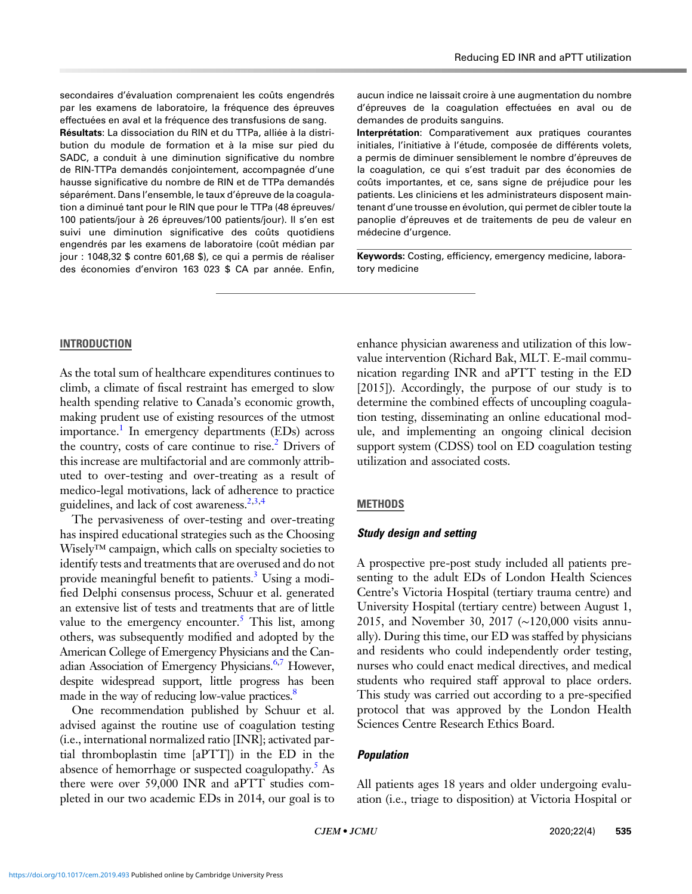secondaires d'évaluation comprenaient les coûts engendrés par les examens de laboratoire, la fréquence des épreuves effectuées en aval et la fréquence des transfusions de sang.

**Résultats**: La dissociation du RIN et du TTPa, alliée à la distribution du module de formation et à la mise sur pied du SADC, a conduit à une diminution significative du nombre de RIN-TTPa demandés conjointement, accompagnée d'une hausse significative du nombre de RIN et de TTPa demandés séparément. Dans l'ensemble, le taux d'épreuve de la coagulation a diminué tant pour le RIN que pour le TTPa (48 épreuves/ 100 patients/jour à 26 épreuves/100 patients/jour). Il s'en est suivi une diminution significative des coûts quotidiens engendrés par les examens de laboratoire (coût médian par jour : 1048,32 $ contre 601,68 $), ce qui a permis de réaliser des économies d'environ 163 023 $ CA par année. Enfin, aucun indice ne laissait croire à une augmentation du nombre d'épreuves de la coagulation effectuées en aval ou de demandes de produits sanguins.

**Interprétation**: Comparativement aux pratiques courantes initiales, l'initiative à l'étude, composée de différents volets, a permis de diminuer sensiblement le nombre d'épreuves de la coagulation, ce qui s'est traduit par des économies de coûts importantes, et ce, sans signe de préjudice pour les patients. Les cliniciens et les administrateurs disposent maintenant d'une trousse en évolution, qui permet de cibler toute la panoplie d'épreuves et de traitements de peu de valeur en médecine d'urgence.

**Keywords:** Costing, efficiency, emergency medicine, laboratory medicine

## INTRODUCTION

As the total sum of healthcare expenditures continues to climb, a climate of fiscal restraint has emerged to slow health spending relative to Canada's economic growth, making prudent use of existing resources of the utmost importance.[1] In emergency departments (EDs) across the country, costs of care continue to rise.[2] Drivers of this increase are multifactorial and are commonly attributed to over-testing and over-treating as a result of medico-legal motivations, lack of adherence to practice guidelines, and lack of cost awareness.[2,3,4]

The pervasiveness of over-testing and over-treating has inspired educational strategies such as the Choosing Wisely™ campaign, which calls on specialty societies to identify tests and treatments that are overused and do not provide meaningful benefit to patients.[3] Using a modified Delphi consensus process, Schuur et al. generated an extensive list of tests and treatments that are of little value to the emergency encounter.[5] This list, among others, was subsequently modified and adopted by the American College of Emergency Physicians and the Canadian Association of Emergency Physicians.[6,7] However, despite widespread support, little progress has been made in the way of reducing low-value practices.[8]

One recommendation published by Schuur et al. advised against the routine use of coagulation testing (i.e., international normalized ratio [INR]; activated partial thromboplastin time [aPTT]) in the ED in the absence of hemorrhage or suspected coagulopathy.[5] As there were over 59,000 INR and aPTT studies completed in our two academic EDs in 2014, our goal is to enhance physician awareness and utilization of this low-value intervention (Richard Bak, MLT. E-mail communication regarding INR and aPTT testing in the ED [2015]). Accordingly, the purpose of our study is to determine the combined effects of uncoupling coagulation testing, disseminating an online educational module, and implementing an ongoing clinical decision support system (CDSS) tool on ED coagulation testing utilization and associated costs.

## METHODS

### Study design and setting

A prospective pre-post study included all patients presenting to the adult EDs of London Health Sciences Centre's Victoria Hospital (tertiary trauma centre) and University Hospital (tertiary centre) between August 1, 2015, and November 30, 2017 (~120,000 visits annually). During this time, our ED was staffed by physicians and residents who could independently order testing, nurses who could enact medical directives, and medical students who required staff approval to place orders. This study was carried out according to a pre-specified protocol that was approved by the London Health Sciences Centre Research Ethics Board.

### Population

All patients ages 18 years and older undergoing evaluation (i.e., triage to disposition) at Victoria Hospital or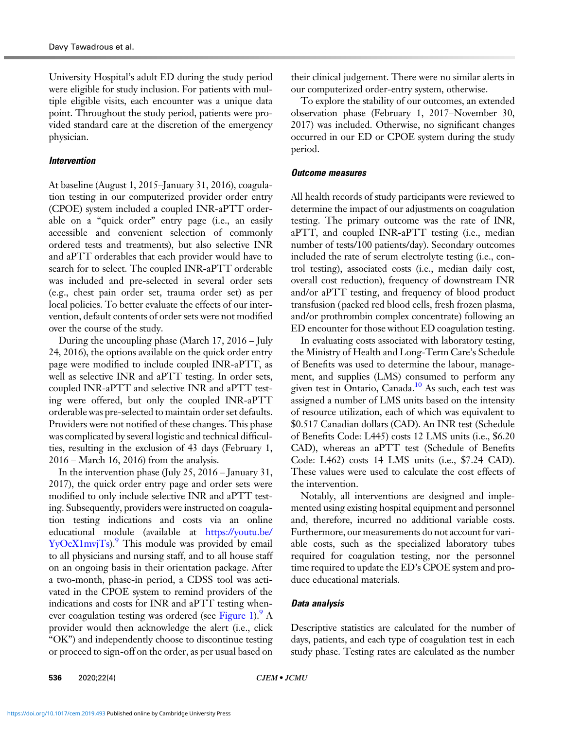University Hospital's adult ED during the study period were eligible for study inclusion. For patients with multiple eligible visits, each encounter was a unique data point. Throughout the study period, patients were provided standard care at the discretion of the emergency physician.

### *Intervention*

At baseline (August 1, 2015–January 31, 2016), coagulation testing in our computerized provider order entry (CPOE) system included a coupled INR-aPTT orderable on a "quick order" entry page (i.e., an easily accessible and convenient selection of commonly ordered tests and treatments), but also selective INR and aPTT orderables that each provider would have to search for to select. The coupled INR-aPTT orderable was included and pre-selected in several order sets (e.g., chest pain order set, trauma order set) as per local policies. To better evaluate the effects of our intervention, default contents of order sets were not modified over the course of the study.

During the uncoupling phase (March 17, 2016 – July 24, 2016), the options available on the quick order entry page were modified to include coupled INR-aPTT, as well as selective INR and aPTT testing. In order sets, coupled INR-aPTT and selective INR and aPTT testing were offered, but only the coupled INR-aPTT orderable was pre-selected to maintain order set defaults. Providers were not notified of these changes. This phase was complicated by several logistic and technical difficulties, resulting in the exclusion of 43 days (February 1, 2016 – March 16, 2016) from the analysis.

In the intervention phase (July 25, 2016 – January 31, 2017), the quick order entry page and order sets were modified to only include selective INR and aPTT testing. Subsequently, providers were instructed on coagulation testing indications and costs via an online educational module (available at https://youtu.be/YyOcX1mvjTs).[9] This module was provided by email to all physicians and nursing staff, and to all house staff on an ongoing basis in their orientation package. After a two-month, phase-in period, a CDSS tool was activated in the CPOE system to remind providers of the indications and costs for INR and aPTT testing whenever coagulation testing was ordered (see Figure 1).[9] A provider would then acknowledge the alert (i.e., click "OK") and independently choose to discontinue testing or proceed to sign-off on the order, as per usual based on their clinical judgement. There were no similar alerts in our computerized order-entry system, otherwise.

To explore the stability of our outcomes, an extended observation phase (February 1, 2017–November 30, 2017) was included. Otherwise, no significant changes occurred in our ED or CPOE system during the study period.

### *Outcome measures*

All health records of study participants were reviewed to determine the impact of our adjustments on coagulation testing. The primary outcome was the rate of INR, aPTT, and coupled INR-aPTT testing (i.e., median number of tests/100 patients/day). Secondary outcomes included the rate of serum electrolyte testing (i.e., control testing), associated costs (i.e., median daily cost, overall cost reduction), frequency of downstream INR and/or aPTT testing, and frequency of blood product transfusion (packed red blood cells, fresh frozen plasma, and/or prothrombin complex concentrate) following an ED encounter for those without ED coagulation testing.

In evaluating costs associated with laboratory testing, the Ministry of Health and Long-Term Care's Schedule of Benefits was used to determine the labour, management, and supplies (LMS) consumed to perform any given test in Ontario, Canada.[10] As such, each test was assigned a number of LMS units based on the intensity of resource utilization, each of which was equivalent to $0.517 Canadian dollars (CAD). An INR test (Schedule of Benefits Code: L445) costs 12 LMS units (i.e., $6.20 CAD), whereas an aPTT test (Schedule of Benefits Code: L462) costs 14 LMS units (i.e., $7.24 CAD). These values were used to calculate the cost effects of the intervention.

Notably, all interventions are designed and implemented using existing hospital equipment and personnel and, therefore, incurred no additional variable costs. Furthermore, our measurements do not account for variable costs, such as the specialized laboratory tubes required for coagulation testing, nor the personnel time required to update the ED's CPOE system and produce educational materials.

### *Data analysis*

Descriptive statistics are calculated for the number of days, patients, and each type of coagulation test in each study phase. Testing rates are calculated as the number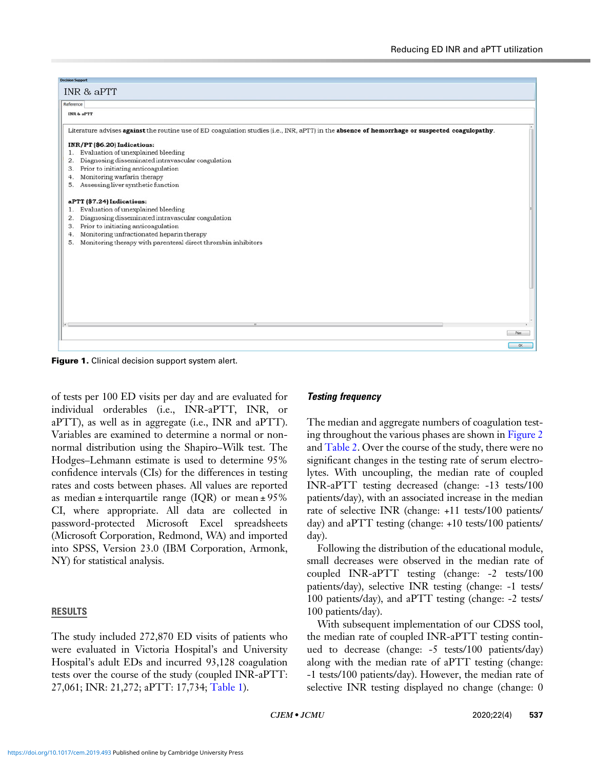Decision Support

INR & aPTT

Reference

INR & aPTT

Literature advises **against** the routine use of ED coagulation studies (i.e., INR, aPTT) in the **absence of hemorrhage or suspected coagulopathy**.

**INR/PT ($6.20) Indications:**
1. Evaluation of unexplained bleeding
2. Diagnosing disseminated intravascular coagulation
3. Prior to initiating anticoagulation
4. Monitoring warfarin therapy
5. Assessing liver synthetic function

**aPTT ($7.24) Indications:**
1. Evaluation of unexplained bleeding
2. Diagnosing disseminated intravascular coagulation
3. Prior to initiating anticoagulation
4. Monitoring unfractionated heparin therapy
5. Monitoring therapy with parenteral direct thrombin inhibitors

Print

OK

**Figure 1.** Clinical decision support system alert.

of tests per 100 ED visits per day and are evaluated for individual orderables (i.e., INR-aPTT, INR, or aPTT), as well as in aggregate (i.e., INR and aPTT). Variables are examined to determine a normal or non-normal distribution using the Shapiro–Wilk test. The Hodges–Lehmann estimate is used to determine 95% confidence intervals (CIs) for the differences in testing rates and costs between phases. All values are reported as median ± interquartile range (IQR) or mean ± 95% CI, where appropriate. All data are collected in password-protected Microsoft Excel spreadsheets (Microsoft Corporation, Redmond, WA) and imported into SPSS, Version 23.0 (IBM Corporation, Armonk, NY) for statistical analysis.

## RESULTS

The study included 272,870 ED visits of patients who were evaluated in Victoria Hospital's and University Hospital's adult EDs and incurred 93,128 coagulation tests over the course of the study (coupled INR-aPTT: 27,061; INR: 21,272; aPTT: 17,734; Table 1).

### *Testing frequency*

The median and aggregate numbers of coagulation testing throughout the various phases are shown in Figure 2 and Table 2. Over the course of the study, there were no significant changes in the testing rate of serum electrolytes. With uncoupling, the median rate of coupled INR-aPTT testing decreased (change: -13 tests/100 patients/day), with an associated increase in the median rate of selective INR (change: +11 tests/100 patients/day) and aPTT testing (change: +10 tests/100 patients/day).

Following the distribution of the educational module, small decreases were observed in the median rate of coupled INR-aPTT testing (change: -2 tests/100 patients/day), selective INR testing (change: -1 tests/100 patients/day), and aPTT testing (change: -2 tests/100 patients/day).

With subsequent implementation of our CDSS tool, the median rate of coupled INR-aPTT testing continued to decrease (change: -5 tests/100 patients/day) along with the median rate of aPTT testing (change: -1 tests/100 patients/day). However, the median rate of selective INR testing displayed no change (change: 0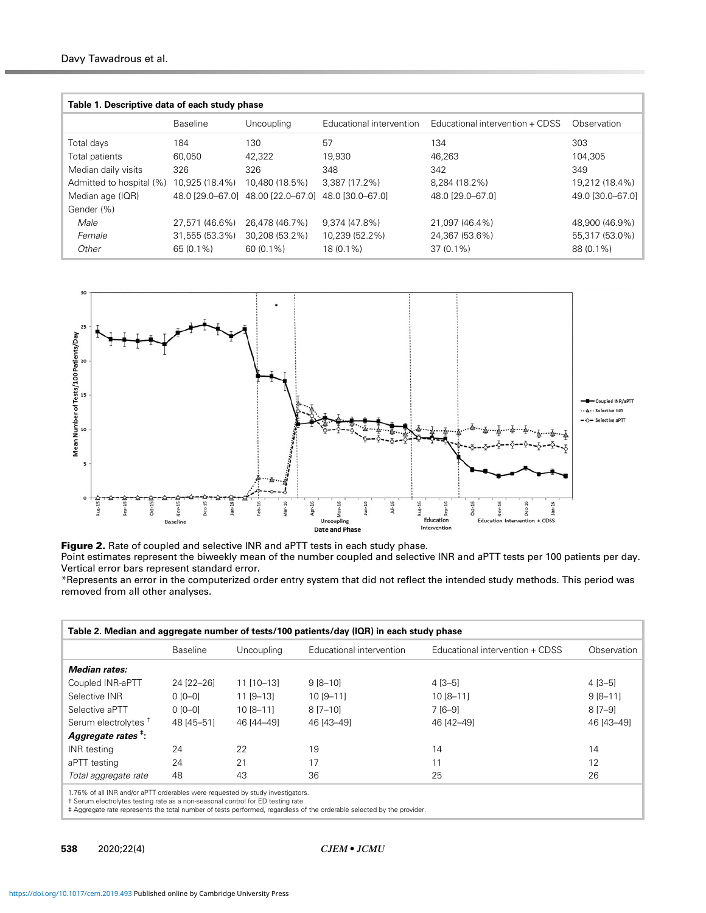**Table 1. Descriptive data of each study phase**

| | Baseline | Uncoupling | Educational intervention | Educational intervention + CDSS | Observation |
|---|---|---|---|---|---|
| Total days | 184 | 130 | 57 | 134 | 303 |
| Total patients | 60,050 | 42,322 | 19,930 | 46,263 | 104,305 |
| Median daily visits | 326 | 326 | 348 | 342 | 349 |
| Admitted to hospital (%) | 10,925 (18.4%) | 10,480 (18.5%) | 3,387 (17.2%) | 8,284 (18.2%) | 19,212 (18.4%) |
| Median age (IQR) | 48.0 [29.0–67.0] | 48.00 [22.0–67.0] | 48.0 [30.0–67.0] | 48.0 [29.0–67.0] | 49.0 [30.0–67.0] |
| Gender (%) | | | | | |
| *Male* | 27,571 (46.6%) | 26,478 (46.7%) | 9,374 (47.8%) | 21,097 (46.4%) | 48,900 (46.9%) |
| *Female* | 31,555 (53.3%) | 30,208 (53.2%) | 10,239 (52.2%) | 24,367 (53.6%) | 55,317 (53.0%) |
| *Other* | 65 (0.1%) | 60 (0.1%) | 18 (0.1%) | 37 (0.1%) | 88 (0.1%) |

**Figure 2.** Rate of coupled and selective INR and aPTT tests in each study phase.
Point estimates represent the biweekly mean of the number coupled and selective INR and aPTT tests per 100 patients per day. Vertical error bars represent standard error.
*Represents an error in the computerized order entry system that did not reflect the intended study methods. This period was removed from all other analyses.

**Table 2. Median and aggregate number of tests/100 patients/day (IQR) in each study phase**

| | Baseline | Uncoupling | Educational intervention | Educational intervention + CDSS | Observation |
|---|---|---|---|---|---|
| ***Median rates:*** | | | | | |
| Coupled INR-aPTT | 24 [22–26] | 11 [10–13] | 9 [8–10] | 4 [3–5] | 4 [3–5] |
| Selective INR | 0 [0–0] | 11 [9–13] | 10 [9–11] | 10 [8–11] | 9 [8–11] |
| Selective aPTT | 0 [0–0] | 10 [8–11] | 8 [7–10] | 7 [6–9] | 8 [7–9] |
| Serum electrolytes † | 48 [45–51] | 46 [44–49] | 46 [43–49] | 46 [42–49] | 46 [43–49] |
| ***Aggregate rates ‡:*** | | | | | |
| INR testing | 24 | 22 | 19 | 14 | 14 |
| aPTT testing | 24 | 21 | 17 | 11 | 12 |
| *Total aggregate rate* | 48 | 43 | 36 | 25 | 26 |

1.76% of all INR and/or aPTT orderables were requested by study investigators.
† Serum electrolytes testing rate as a non-seasonal control for ED testing rate.
‡ Aggregate rate represents the total number of tests performed, regardless of the orderable selected by the provider.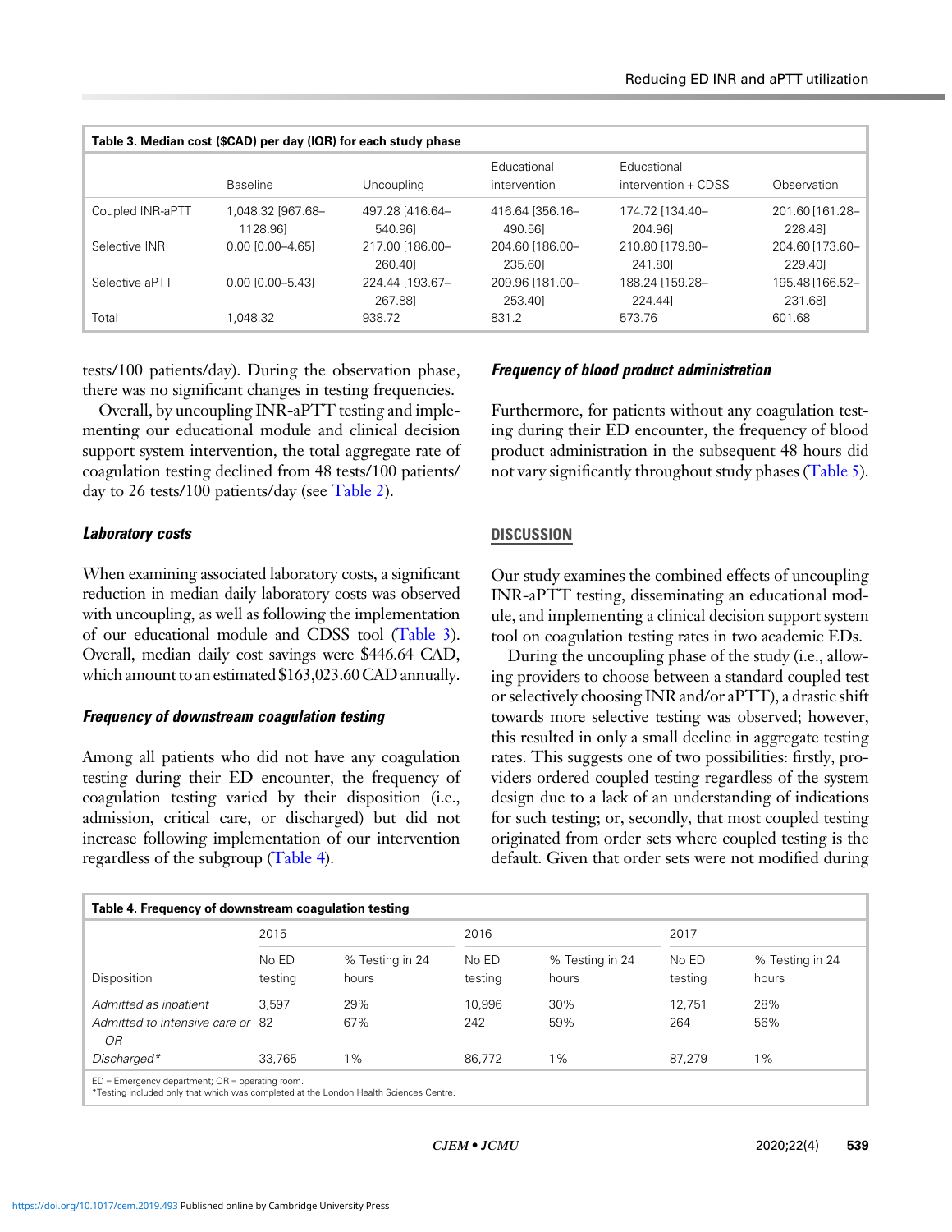**Table 3. Median cost ($CAD) per day (IQR) for each study phase**

| | Baseline | Uncoupling | Educational intervention | Educational intervention + CDSS | Observation |
|---|---|---|---|---|---|
| Coupled INR-aPTT | 1,048.32 [967.68–1128.96] | 497.28 [416.64–540.96] | 416.64 [356.16–490.56] | 174.72 [134.40–204.96] | 201.60 [161.28–228.48] |
| Selective INR | 0.00 [0.00–4.65] | 217.00 [186.00–260.40] | 204.60 [186.00–235.60] | 210.80 [179.80–241.80] | 204.60 [173.60–229.40] |
| Selective aPTT | 0.00 [0.00–5.43] | 224.44 [193.67–267.88] | 209.96 [181.00–253.40] | 188.24 [159.28–224.44] | 195.48 [166.52–231.68] |
| Total | 1,048.32 | 938.72 | 831.2 | 573.76 | 601.68 |

tests/100 patients/day). During the observation phase, there was no significant changes in testing frequencies.

Overall, by uncoupling INR-aPTT testing and implementing our educational module and clinical decision support system intervention, the total aggregate rate of coagulation testing declined from 48 tests/100 patients/day to 26 tests/100 patients/day (see Table 2).

### Laboratory costs

When examining associated laboratory costs, a significant reduction in median daily laboratory costs was observed with uncoupling, as well as following the implementation of our educational module and CDSS tool (Table 3). Overall, median daily cost savings were $446.64 CAD, which amount to an estimated $163,023.60 CAD annually.

### Frequency of downstream coagulation testing

Among all patients who did not have any coagulation testing during their ED encounter, the frequency of coagulation testing varied by their disposition (i.e., admission, critical care, or discharged) but did not increase following implementation of our intervention regardless of the subgroup (Table 4).

### Frequency of blood product administration

Furthermore, for patients without any coagulation testing during their ED encounter, the frequency of blood product administration in the subsequent 48 hours did not vary significantly throughout study phases (Table 5).

## DISCUSSION

Our study examines the combined effects of uncoupling INR-aPTT testing, disseminating an educational module, and implementing a clinical decision support system tool on coagulation testing rates in two academic EDs.

During the uncoupling phase of the study (i.e., allowing providers to choose between a standard coupled test or selectively choosing INR and/or aPTT), a drastic shift towards more selective testing was observed; however, this resulted in only a small decline in aggregate testing rates. This suggests one of two possibilities: firstly, providers ordered coupled testing regardless of the system design due to a lack of an understanding of indications for such testing; or, secondly, that most coupled testing originated from order sets where coupled testing is the default. Given that order sets were not modified during

**Table 4. Frequency of downstream coagulation testing**

| | 2015 | | 2016 | | 2017 | |
|---|---|---|---|---|---|---|
| Disposition | No ED testing | % Testing in 24 hours | No ED testing | % Testing in 24 hours | No ED testing | % Testing in 24 hours |
| *Admitted as inpatient* | 3,597 | 29% | 10,996 | 30% | 12,751 | 28% |
| *Admitted to intensive care or OR* | 82 | 67% | 242 | 59% | 264 | 56% |
| *Discharged** | 33,765 | 1% | 86,772 | 1% | 87,279 | 1% |

ED = Emergency department; OR = operating room.
*Testing included only that which was completed at the London Health Sciences Centre.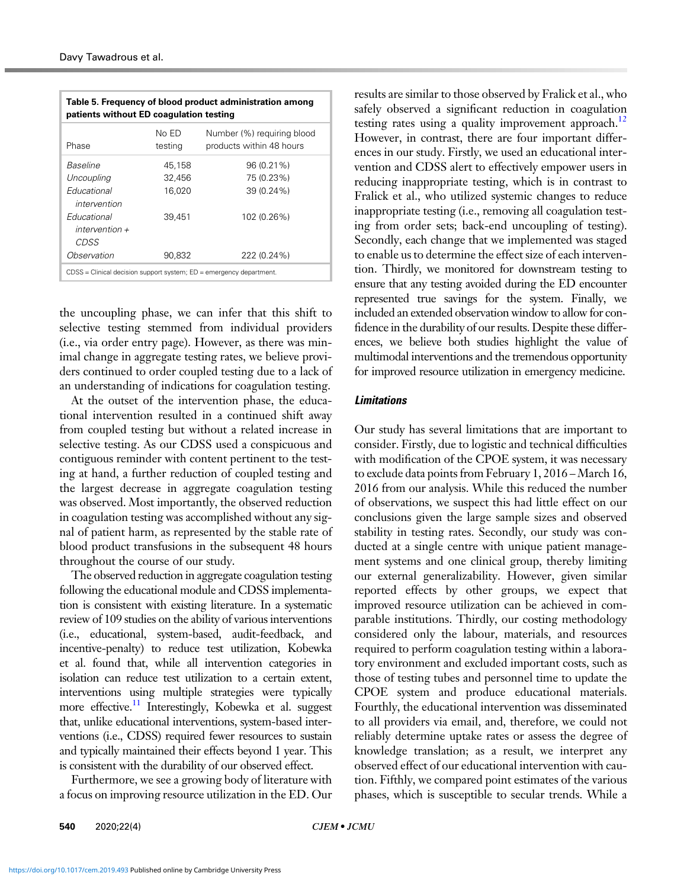**Table 5. Frequency of blood product administration among patients without ED coagulation testing**

| Phase | No ED testing | Number (%) requiring blood products within 48 hours |
|---|---|---|
| *Baseline* | 45,158 | 96 (0.21%) |
| *Uncoupling* | 32,456 | 75 (0.23%) |
| *Educational intervention* | 16,020 | 39 (0.24%) |
| *Educational intervention + CDSS* | 39,451 | 102 (0.26%) |
| *Observation* | 90,832 | 222 (0.24%) |

CDSS = Clinical decision support system; ED = emergency department.

the uncoupling phase, we can infer that this shift to selective testing stemmed from individual providers (i.e., via order entry page). However, as there was minimal change in aggregate testing rates, we believe providers continued to order coupled testing due to a lack of an understanding of indications for coagulation testing.

At the outset of the intervention phase, the educational intervention resulted in a continued shift away from coupled testing but without a related increase in selective testing. As our CDSS used a conspicuous and contiguous reminder with content pertinent to the testing at hand, a further reduction of coupled testing and the largest decrease in aggregate coagulation testing was observed. Most importantly, the observed reduction in coagulation testing was accomplished without any signal of patient harm, as represented by the stable rate of blood product transfusions in the subsequent 48 hours throughout the course of our study.

The observed reduction in aggregate coagulation testing following the educational module and CDSS implementation is consistent with existing literature. In a systematic review of 109 studies on the ability of various interventions (i.e., educational, system-based, audit-feedback, and incentive-penalty) to reduce test utilization, Kobewka et al. found that, while all intervention categories in isolation can reduce test utilization to a certain extent, interventions using multiple strategies were typically more effective.[11] Interestingly, Kobewka et al. suggest that, unlike educational interventions, system-based interventions (i.e., CDSS) required fewer resources to sustain and typically maintained their effects beyond 1 year. This is consistent with the durability of our observed effect.

Furthermore, we see a growing body of literature with a focus on improving resource utilization in the ED. Our results are similar to those observed by Fralick et al., who safely observed a significant reduction in coagulation testing rates using a quality improvement approach.[12] However, in contrast, there are four important differences in our study. Firstly, we used an educational intervention and CDSS alert to effectively empower users in reducing inappropriate testing, which is in contrast to Fralick et al., who utilized systemic changes to reduce inappropriate testing (i.e., removing all coagulation testing from order sets; back-end uncoupling of testing). Secondly, each change that we implemented was staged to enable us to determine the effect size of each intervention. Thirdly, we monitored for downstream testing to ensure that any testing avoided during the ED encounter represented true savings for the system. Finally, we included an extended observation window to allow for confidence in the durability of our results. Despite these differences, we believe both studies highlight the value of multimodal interventions and the tremendous opportunity for improved resource utilization in emergency medicine.

### *Limitations*

Our study has several limitations that are important to consider. Firstly, due to logistic and technical difficulties with modification of the CPOE system, it was necessary to exclude data points from February 1, 2016 – March 16, 2016 from our analysis. While this reduced the number of observations, we suspect this had little effect on our conclusions given the large sample sizes and observed stability in testing rates. Secondly, our study was conducted at a single centre with unique patient management systems and one clinical group, thereby limiting our external generalizability. However, given similar reported effects by other groups, we expect that improved resource utilization can be achieved in comparable institutions. Thirdly, our costing methodology considered only the labour, materials, and resources required to perform coagulation testing within a laboratory environment and excluded important costs, such as those of testing tubes and personnel time to update the CPOE system and produce educational materials. Fourthly, the educational intervention was disseminated to all providers via email, and, therefore, we could not reliably determine uptake rates or assess the degree of knowledge translation; as a result, we interpret any observed effect of our educational intervention with caution. Fifthly, we compared point estimates of the various phases, which is susceptible to secular trends. While a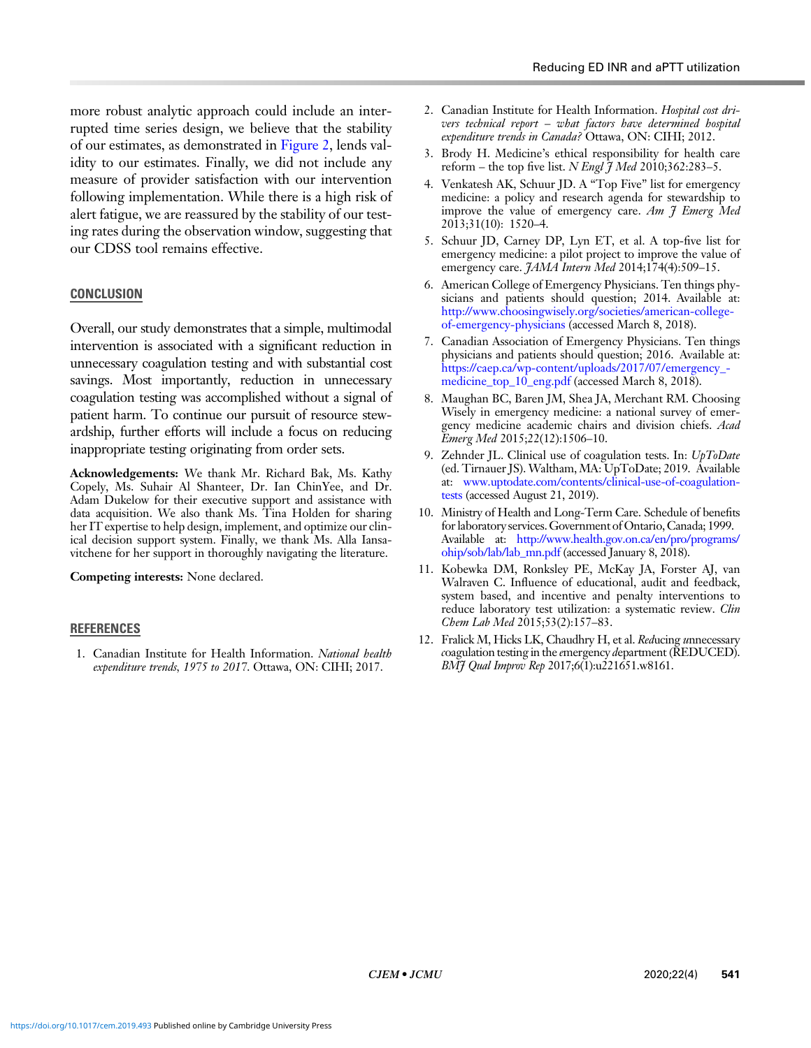more robust analytic approach could include an interrupted time series design, we believe that the stability of our estimates, as demonstrated in Figure 2, lends validity to our estimates. Finally, we did not include any measure of provider satisfaction with our intervention following implementation. While there is a high risk of alert fatigue, we are reassured by the stability of our testing rates during the observation window, suggesting that our CDSS tool remains effective.

## CONCLUSION

Overall, our study demonstrates that a simple, multimodal intervention is associated with a significant reduction in unnecessary coagulation testing and with substantial cost savings. Most importantly, reduction in unnecessary coagulation testing was accomplished without a signal of patient harm. To continue our pursuit of resource stewardship, further efforts will include a focus on reducing inappropriate testing originating from order sets.

**Acknowledgements:** We thank Mr. Richard Bak, Ms. Kathy Copely, Ms. Suhair Al Shanteer, Dr. Ian ChinYee, and Dr. Adam Dukelow for their executive support and assistance with data acquisition. We also thank Ms. Tina Holden for sharing her IT expertise to help design, implement, and optimize our clinical decision support system. Finally, we thank Ms. Alla Iansavitchene for her support in thoroughly navigating the literature.

**Competing interests:** None declared.

## REFERENCES

1. Canadian Institute for Health Information. *National health expenditure trends, 1975 to 2017*. Ottawa, ON: CIHI; 2017.
2. Canadian Institute for Health Information. *Hospital cost drivers technical report – what factors have determined hospital expenditure trends in Canada?* Ottawa, ON: CIHI; 2012.
3. Brody H. Medicine's ethical responsibility for health care reform – the top five list. *N Engl J Med* 2010;362:283–5.
4. Venkatesh AK, Schuur JD. A "Top Five" list for emergency medicine: a policy and research agenda for stewardship to improve the value of emergency care. *Am J Emerg Med* 2013;31(10): 1520–4.
5. Schuur JD, Carney DP, Lyn ET, et al. A top-five list for emergency medicine: a pilot project to improve the value of emergency care. *JAMA Intern Med* 2014;174(4):509–15.
6. American College of Emergency Physicians. Ten things physicians and patients should question; 2014. Available at: http://www.choosingwisely.org/societies/american-college-of-emergency-physicians (accessed March 8, 2018).
7. Canadian Association of Emergency Physicians. Ten things physicians and patients should question; 2016. Available at: https://caep.ca/wp-content/uploads/2017/07/emergency_-medicine_top_10_eng.pdf (accessed March 8, 2018).
8. Maughan BC, Baren JM, Shea JA, Merchant RM. Choosing Wisely in emergency medicine: a national survey of emergency medicine academic chairs and division chiefs. *Acad Emerg Med* 2015;22(12):1506–10.
9. Zehnder JL. Clinical use of coagulation tests. In: *UpToDate* (ed. Tirnauer JS). Waltham, MA: UpToDate; 2019. Available at: www.uptodate.com/contents/clinical-use-of-coagulation-tests (accessed August 21, 2019).
10. Ministry of Health and Long-Term Care. Schedule of benefits for laboratory services. Government of Ontario, Canada; 1999. Available at: http://www.health.gov.on.ca/en/pro/programs/ohip/sob/lab/lab_mn.pdf (accessed January 8, 2018).
11. Kobewka DM, Ronksley PE, McKay JA, Forster AJ, van Walraven C. Influence of educational, audit and feedback, system based, and incentive and penalty interventions to reduce laboratory test utilization: a systematic review. *Clin Chem Lab Med* 2015;53(2):157–83.
12. Fralick M, Hicks LK, Chaudhry H, et al. *Red*ucing *u*nnecessary *c*oagulation testing in the *e*mergency *d*epartment (REDUCED). *BMJ Qual Improv Rep* 2017;6(1):u221651.w8161.